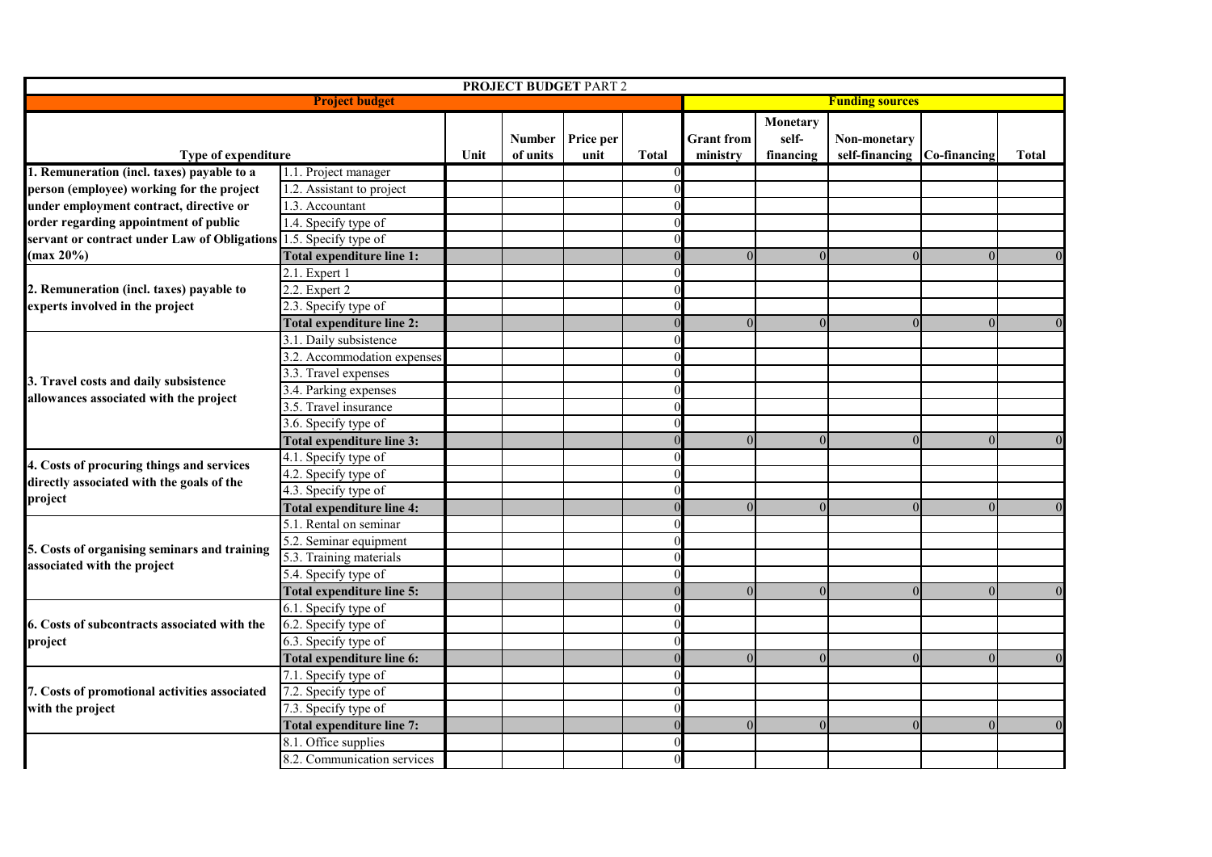**PROJECT BUDGET** PART 2

| Project budget | | | | | | Funding sources | | | | |
|---|---|---|---|---|---|---|---|---|---|---|
| **Type of expenditure** | | **Unit** | **Number of units** | **Price per unit** | **Total** | **Grant from ministry** | **Monetary self-financing** | **Non-monetary self-financing** | **Co-financing** | **Total** |
| **1. Remuneration (incl. taxes) payable to a person (employee) working for the project under employment contract, directive or order regarding appointment of public servant or contract under Law of Obligations (max 20%)** | 1.1. Project manager | | | | 0 | | | | | |
| | 1.2. Assistant to project | | | | 0 | | | | | |
| | 1.3. Accountant | | | | 0 | | | | | |
| | 1.4. Specify type of | | | | 0 | | | | | |
| | 1.5. Specify type of | | | | 0 | | | | | |
| | **Total expenditure line 1:** | | | | 0 | 0 | 0 | 0 | 0 | 0 |
| **2. Remuneration (incl. taxes) payable to experts involved in the project** | 2.1. Expert 1 | | | | 0 | | | | | |
| | 2.2. Expert 2 | | | | 0 | | | | | |
| | 2.3. Specify type of | | | | 0 | | | | | |
| | **Total expenditure line 2:** | | | | 0 | 0 | 0 | 0 | 0 | 0 |
| **3. Travel costs and daily subsistence allowances associated with the project** | 3.1. Daily subsistence | | | | 0 | | | | | |
| | 3.2. Accommodation expenses | | | | 0 | | | | | |
| | 3.3. Travel expenses | | | | 0 | | | | | |
| | 3.4. Parking expenses | | | | 0 | | | | | |
| | 3.5. Travel insurance | | | | 0 | | | | | |
| | 3.6. Specify type of | | | | 0 | | | | | |
| | **Total expenditure line 3:** | | | | 0 | 0 | 0 | 0 | 0 | 0 |
| **4. Costs of procuring things and services directly associated with the goals of the project** | 4.1. Specify type of | | | | 0 | | | | | |
| | 4.2. Specify type of | | | | 0 | | | | | |
| | 4.3. Specify type of | | | | 0 | | | | | |
| | **Total expenditure line 4:** | | | | 0 | 0 | 0 | 0 | 0 | 0 |
| **5. Costs of organising seminars and training associated with the project** | 5.1. Rental on seminar | | | | 0 | | | | | |
| | 5.2. Seminar equipment | | | | 0 | | | | | |
| | 5.3. Training materials | | | | 0 | | | | | |
| | 5.4. Specify type of | | | | 0 | | | | | |
| | **Total expenditure line 5:** | | | | 0 | 0 | 0 | 0 | 0 | 0 |
| **6. Costs of subcontracts associated with the project** | 6.1. Specify type of | | | | 0 | | | | | |
| | 6.2. Specify type of | | | | 0 | | | | | |
| | 6.3. Specify type of | | | | 0 | | | | | |
| | **Total expenditure line 6:** | | | | 0 | 0 | 0 | 0 | 0 | 0 |
| **7. Costs of promotional activities associated with the project** | 7.1. Specify type of | | | | 0 | | | | | |
| | 7.2. Specify type of | | | | 0 | | | | | |
| | 7.3. Specify type of | | | | 0 | | | | | |
| | **Total expenditure line 7:** | | | | 0 | 0 | 0 | 0 | 0 | 0 |
| | 8.1. Office supplies | | | | 0 | | | | | |
| | 8.2. Communication services | | | | 0 | | | | | |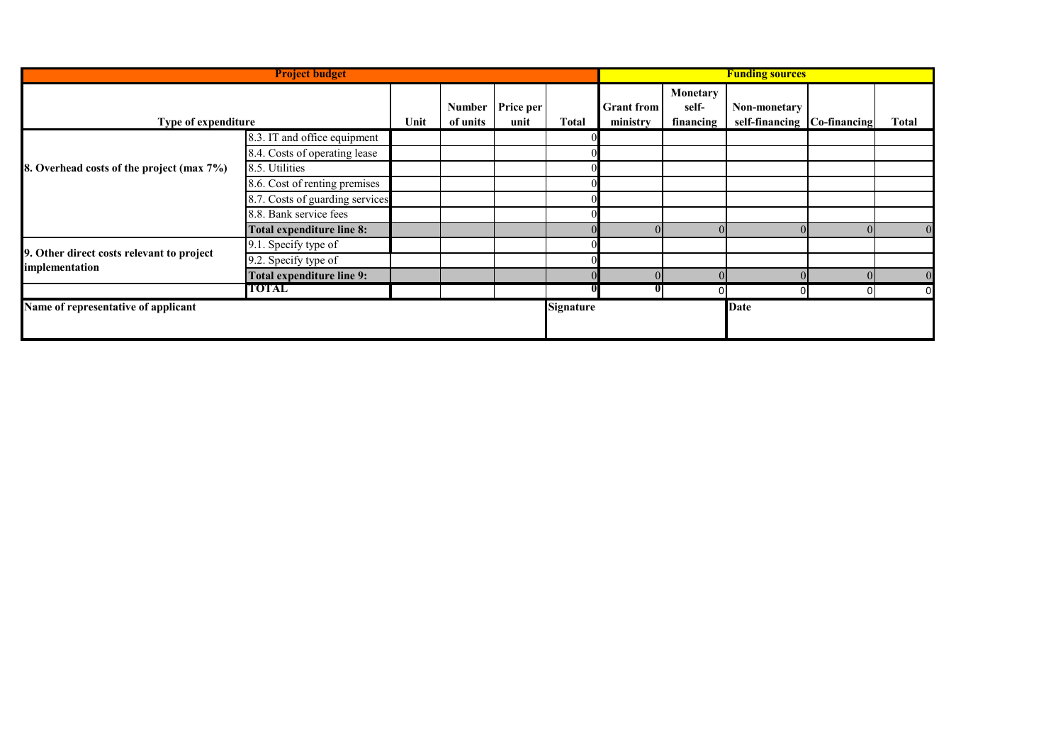| Project budget | | | | | | Funding sources | | | | |
|---|---|---|---|---|---|---|---|---|---|---|
| Type of expenditure | | Unit | Number of units | Price per unit | Total | Grant from ministry | Monetary self-financing | Non-monetary self-financing | Co-financing | Total |
| 8. Overhead costs of the project (max 7%) | 8.3. IT and office equipment | | | | 0 | | | | | |
| | 8.4. Costs of operating lease | | | | 0 | | | | | |
| | 8.5. Utilities | | | | 0 | | | | | |
| | 8.6. Cost of renting premises | | | | 0 | | | | | |
| | 8.7. Costs of guarding services | | | | 0 | | | | | |
| | 8.8. Bank service fees | | | | 0 | | | | | |
| | **Total expenditure line 8:** | | | | 0 | 0 | 0 | 0 | 0 | 0 |
| 9. Other direct costs relevant to project implementation | 9.1. Specify type of | | | | 0 | | | | | |
| | 9.2. Specify type of | | | | 0 | | | | | |
| | **Total expenditure line 9:** | | | | 0 | 0 | 0 | 0 | 0 | 0 |
| | **TOTAL** | | | | **0** | **0** | 0 | 0 | 0 | 0 |

| Name of representative of applicant | Signature | Date |
|---|---|---|
| | | |